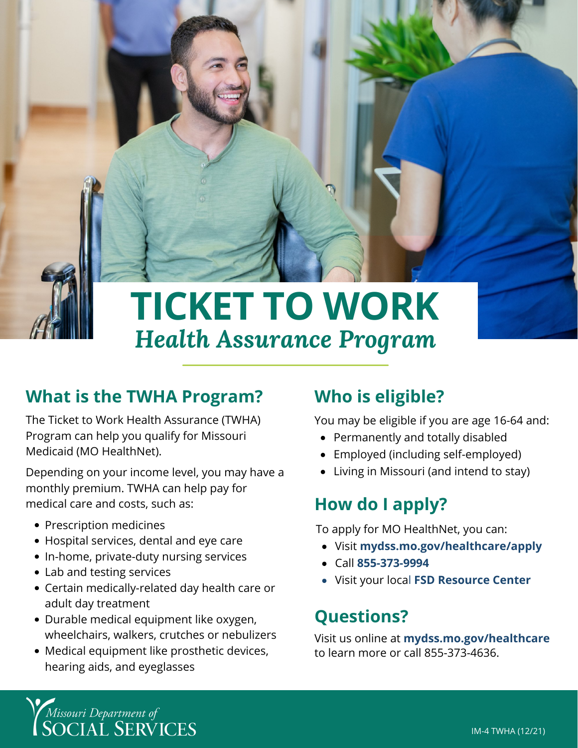# TICKET TO WORK

## *Health Assurance Program*

## What is the TWHA Program?

The Ticket to Work Health Assurance (TWHA) Program can help you qualify for Missouri Medicaid (MO HealthNet).

Depending on your income level, you may have a monthly premium. TWHA can help pay for medical care and costs, such as:

- Prescription medicines
- Hospital services, dental and eye care
- In-home, private-duty nursing services
- Lab and testing services
- Certain medically-related day health care or adult day treatment
- Durable medical equipment like oxygen, wheelchairs, walkers, crutches or nebulizers
- Medical equipment like prosthetic devices, hearing aids, and eyeglasses

## Who is eligible?

You may be eligible if you are age 16-64 and:

- Permanently and totally disabled
- Employed (including self-employed)
- Living in Missouri (and intend to stay)

## How do I apply?

To apply for MO HealthNet, you can:

- Visit **mydss.mo.gov/healthcare/apply**
- Call **855-373-9994**
- Visit your local **FSD Resource Center**

## Questions?

Visit us online at **mydss.mo.gov/healthcare** to learn more or call 855-373-4636.

Missouri Department of SOCIAL SERVICES

IM-4 TWHA (12/21)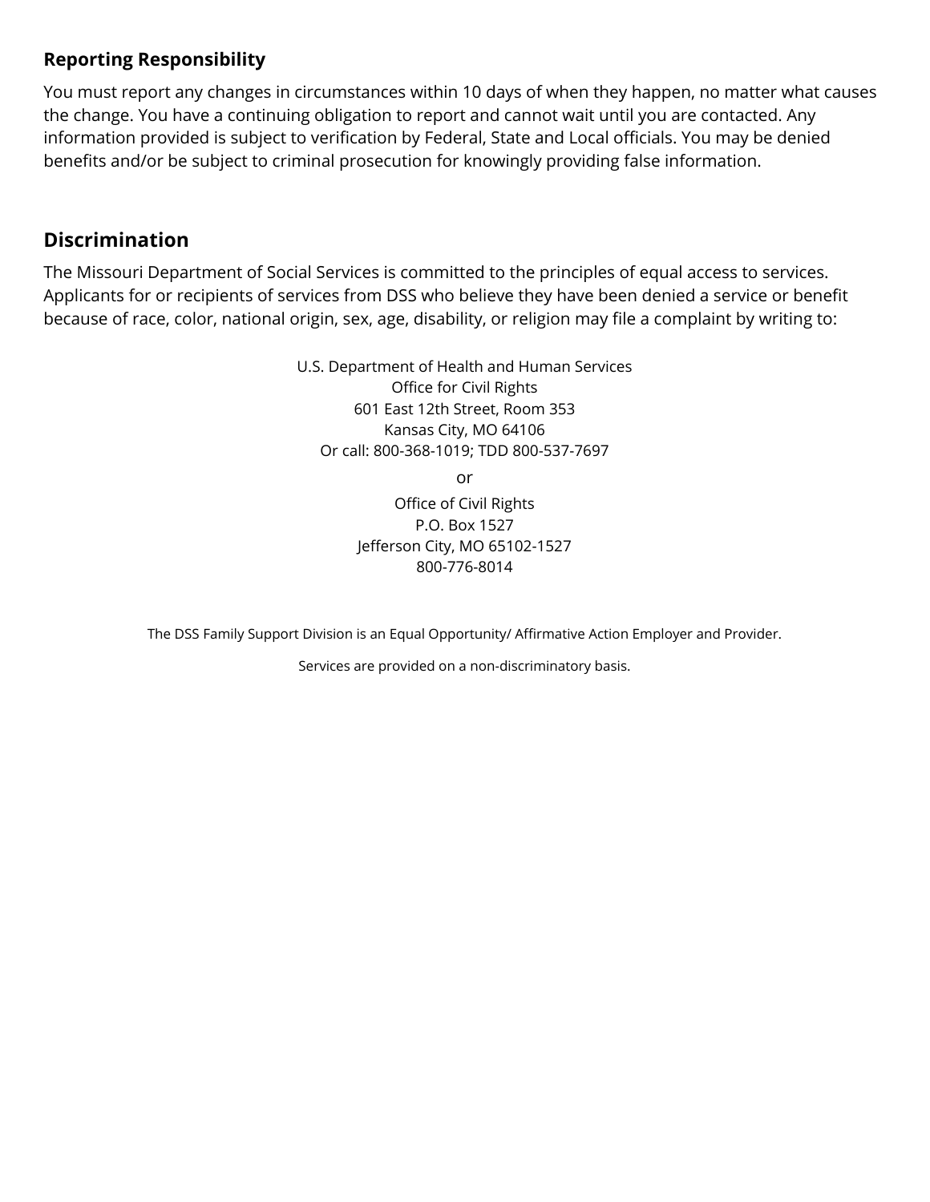## Reporting Responsibility

You must report any changes in circumstances within 10 days of when they happen, no matter what causes the change. You have a continuing obligation to report and cannot wait until you are contacted. Any information provided is subject to verification by Federal, State and Local officials. You may be denied benefits and/or be subject to criminal prosecution for knowingly providing false information.

## Discrimination

The Missouri Department of Social Services is committed to the principles of equal access to services. Applicants for or recipients of services from DSS who believe they have been denied a service or benefit because of race, color, national origin, sex, age, disability, or religion may file a complaint by writing to:

U.S. Department of Health and Human Services
Office for Civil Rights
601 East 12th Street, Room 353
Kansas City, MO 64106
Or call: 800-368-1019; TDD 800-537-7697

or

Office of Civil Rights
P.O. Box 1527
Jefferson City, MO 65102-1527
800-776-8014

The DSS Family Support Division is an Equal Opportunity/ Affirmative Action Employer and Provider.

Services are provided on a non-discriminatory basis.